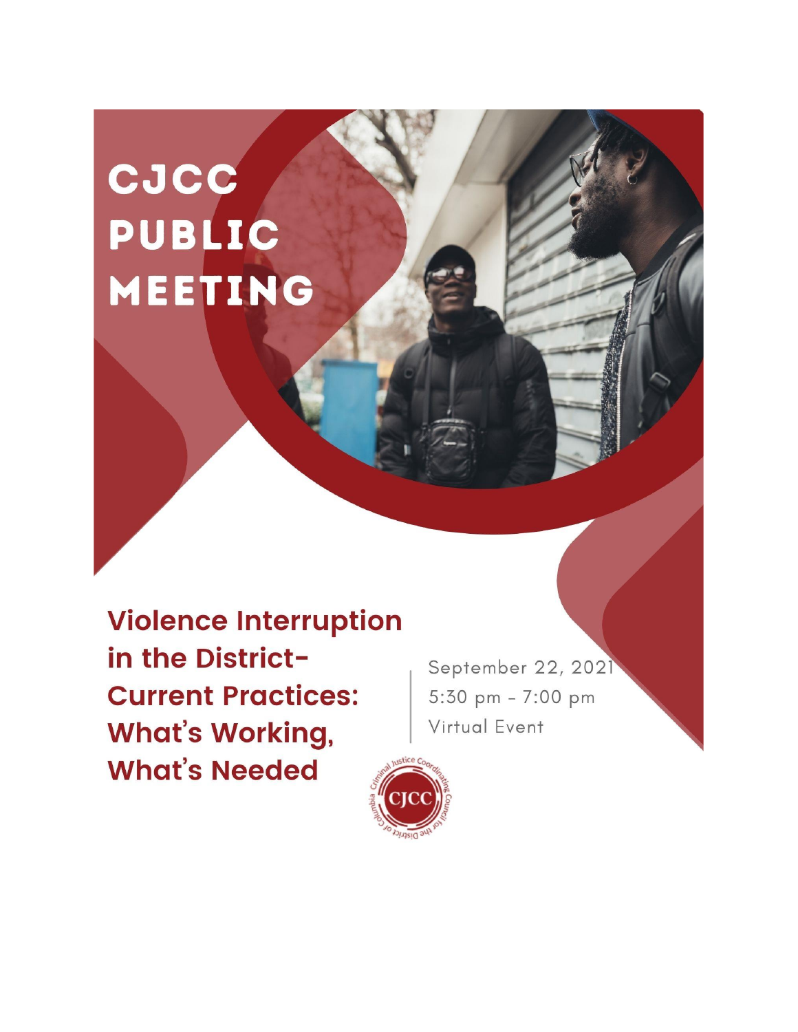# CJCC PUBLIC MEETING

## Violence Interruption in the District- Current Practices: What's Working, What's Needed

September 22, 2021
5:30 pm - 7:00 pm
Virtual Event

Criminal Justice Coordinating Council for the District of Columbia
CJCC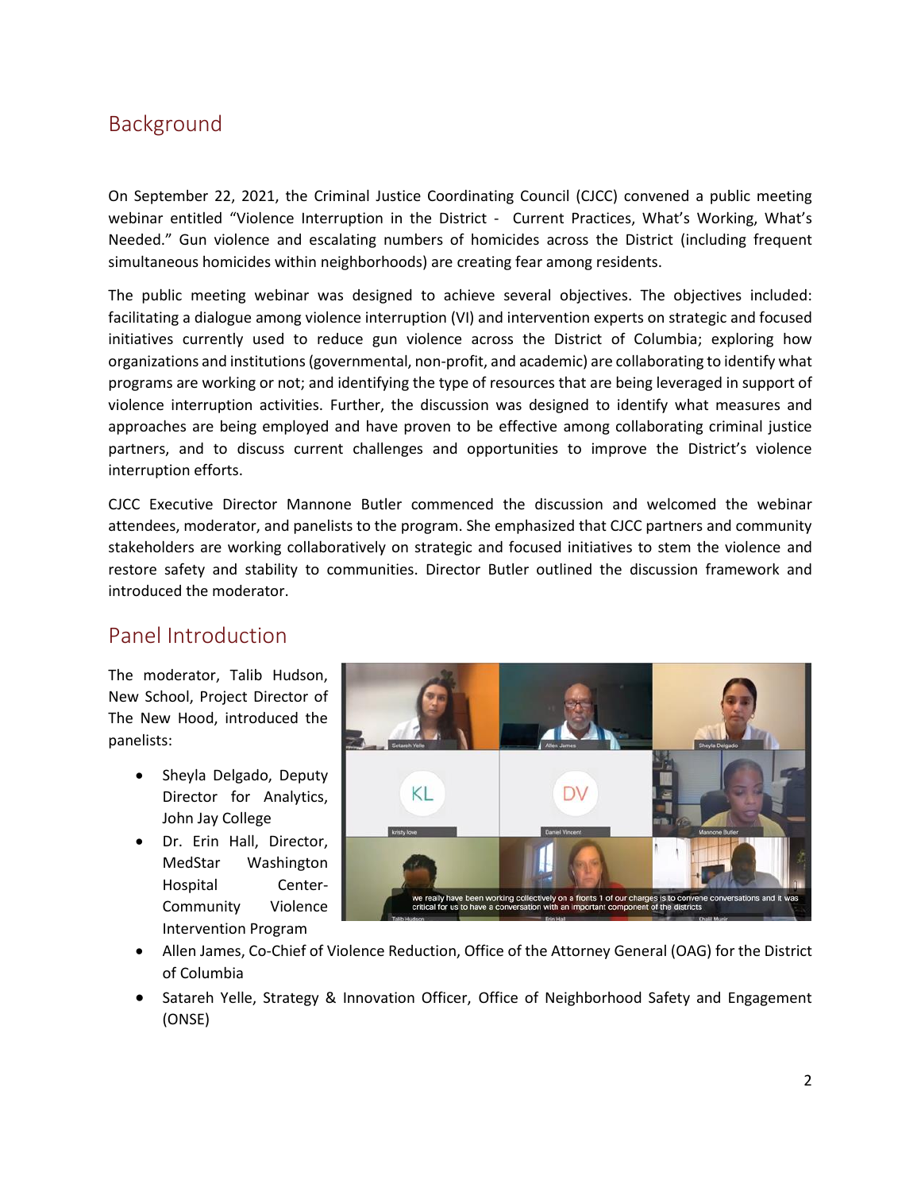## Background

On September 22, 2021, the Criminal Justice Coordinating Council (CJCC) convened a public meeting webinar entitled "Violence Interruption in the District - Current Practices, What's Working, What's Needed." Gun violence and escalating numbers of homicides across the District (including frequent simultaneous homicides within neighborhoods) are creating fear among residents.

The public meeting webinar was designed to achieve several objectives. The objectives included: facilitating a dialogue among violence interruption (VI) and intervention experts on strategic and focused initiatives currently used to reduce gun violence across the District of Columbia; exploring how organizations and institutions (governmental, non-profit, and academic) are collaborating to identify what programs are working or not; and identifying the type of resources that are being leveraged in support of violence interruption activities. Further, the discussion was designed to identify what measures and approaches are being employed and have proven to be effective among collaborating criminal justice partners, and to discuss current challenges and opportunities to improve the District's violence interruption efforts.

CJCC Executive Director Mannone Butler commenced the discussion and welcomed the webinar attendees, moderator, and panelists to the program. She emphasized that CJCC partners and community stakeholders are working collaboratively on strategic and focused initiatives to stem the violence and restore safety and stability to communities. Director Butler outlined the discussion framework and introduced the moderator.

## Panel Introduction

The moderator, Talib Hudson, New School, Project Director of The New Hood, introduced the panelists:

- Sheyla Delgado, Deputy Director for Analytics, John Jay College
- Dr. Erin Hall, Director, MedStar Washington Hospital Center-Community Violence Intervention Program
- Allen James, Co-Chief of Violence Reduction, Office of the Attorney General (OAG) for the District of Columbia
- Satareh Yelle, Strategy & Innovation Officer, Office of Neighborhood Safety and Engagement (ONSE)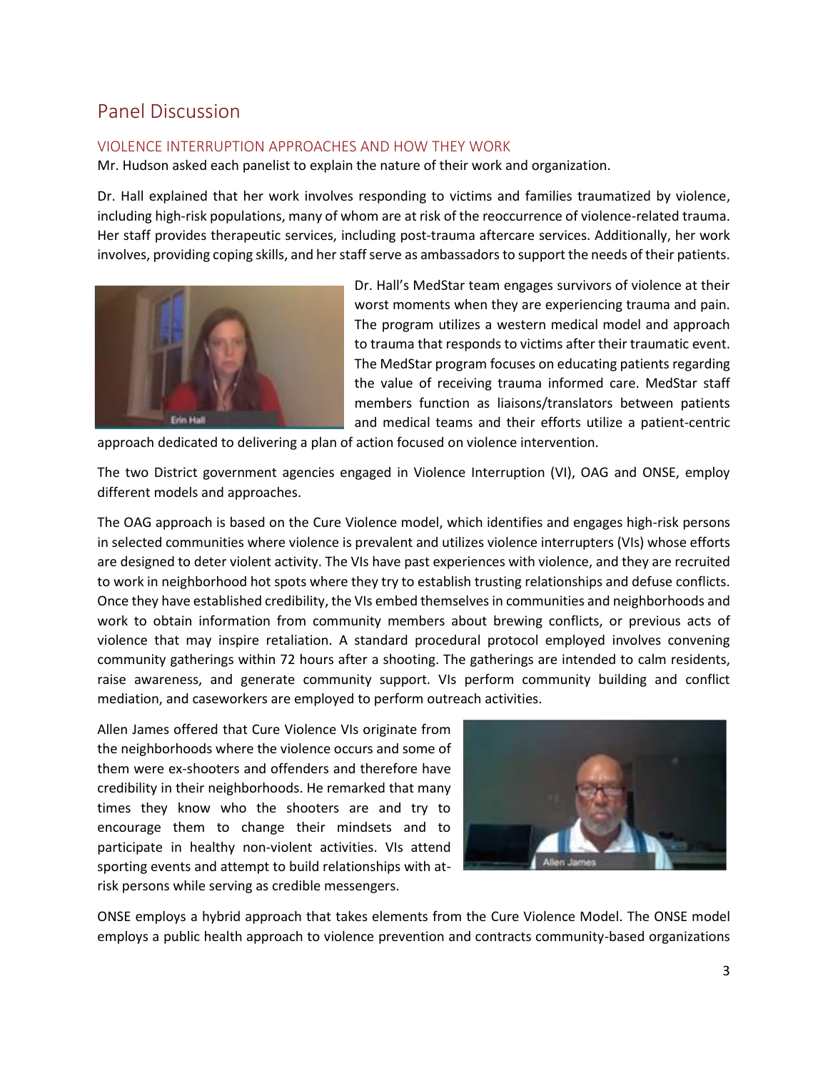## Panel Discussion

### VIOLENCE INTERRUPTION APPROACHES AND HOW THEY WORK

Mr. Hudson asked each panelist to explain the nature of their work and organization.

Dr. Hall explained that her work involves responding to victims and families traumatized by violence, including high-risk populations, many of whom are at risk of the reoccurrence of violence-related trauma. Her staff provides therapeutic services, including post-trauma aftercare services. Additionally, her work involves, providing coping skills, and her staff serve as ambassadors to support the needs of their patients.

Dr. Hall's MedStar team engages survivors of violence at their worst moments when they are experiencing trauma and pain. The program utilizes a western medical model and approach to trauma that responds to victims after their traumatic event. The MedStar program focuses on educating patients regarding the value of receiving trauma informed care. MedStar staff members function as liaisons/translators between patients and medical teams and their efforts utilize a patient-centric approach dedicated to delivering a plan of action focused on violence intervention.

The two District government agencies engaged in Violence Interruption (VI), OAG and ONSE, employ different models and approaches.

The OAG approach is based on the Cure Violence model, which identifies and engages high-risk persons in selected communities where violence is prevalent and utilizes violence interrupters (VIs) whose efforts are designed to deter violent activity. The VIs have past experiences with violence, and they are recruited to work in neighborhood hot spots where they try to establish trusting relationships and defuse conflicts. Once they have established credibility, the VIs embed themselves in communities and neighborhoods and work to obtain information from community members about brewing conflicts, or previous acts of violence that may inspire retaliation. A standard procedural protocol employed involves convening community gatherings within 72 hours after a shooting. The gatherings are intended to calm residents, raise awareness, and generate community support. VIs perform community building and conflict mediation, and caseworkers are employed to perform outreach activities.

Allen James offered that Cure Violence VIs originate from the neighborhoods where the violence occurs and some of them were ex-shooters and offenders and therefore have credibility in their neighborhoods. He remarked that many times they know who the shooters are and try to encourage them to change their mindsets and to participate in healthy non-violent activities. VIs attend sporting events and attempt to build relationships with at-risk persons while serving as credible messengers.

ONSE employs a hybrid approach that takes elements from the Cure Violence Model. The ONSE model employs a public health approach to violence prevention and contracts community-based organizations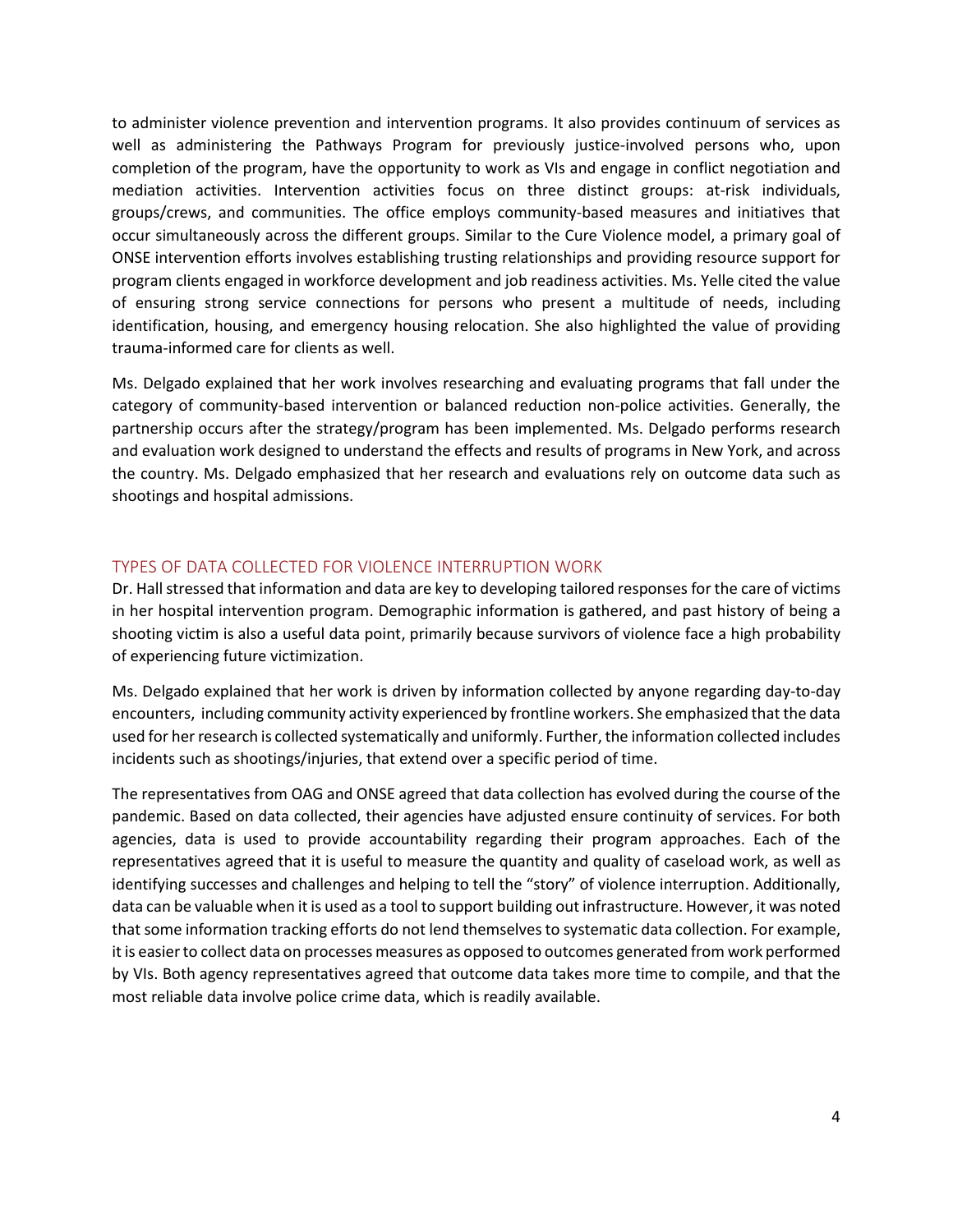to administer violence prevention and intervention programs. It also provides continuum of services as well as administering the Pathways Program for previously justice-involved persons who, upon completion of the program, have the opportunity to work as VIs and engage in conflict negotiation and mediation activities. Intervention activities focus on three distinct groups: at-risk individuals, groups/crews, and communities. The office employs community-based measures and initiatives that occur simultaneously across the different groups. Similar to the Cure Violence model, a primary goal of ONSE intervention efforts involves establishing trusting relationships and providing resource support for program clients engaged in workforce development and job readiness activities. Ms. Yelle cited the value of ensuring strong service connections for persons who present a multitude of needs, including identification, housing, and emergency housing relocation. She also highlighted the value of providing trauma-informed care for clients as well.

Ms. Delgado explained that her work involves researching and evaluating programs that fall under the category of community-based intervention or balanced reduction non-police activities. Generally, the partnership occurs after the strategy/program has been implemented. Ms. Delgado performs research and evaluation work designed to understand the effects and results of programs in New York, and across the country. Ms. Delgado emphasized that her research and evaluations rely on outcome data such as shootings and hospital admissions.

## TYPES OF DATA COLLECTED FOR VIOLENCE INTERRUPTION WORK

Dr. Hall stressed that information and data are key to developing tailored responses for the care of victims in her hospital intervention program. Demographic information is gathered, and past history of being a shooting victim is also a useful data point, primarily because survivors of violence face a high probability of experiencing future victimization.

Ms. Delgado explained that her work is driven by information collected by anyone regarding day-to-day encounters, including community activity experienced by frontline workers. She emphasized that the data used for her research is collected systematically and uniformly. Further, the information collected includes incidents such as shootings/injuries, that extend over a specific period of time.

The representatives from OAG and ONSE agreed that data collection has evolved during the course of the pandemic. Based on data collected, their agencies have adjusted ensure continuity of services. For both agencies, data is used to provide accountability regarding their program approaches. Each of the representatives agreed that it is useful to measure the quantity and quality of caseload work, as well as identifying successes and challenges and helping to tell the "story" of violence interruption. Additionally, data can be valuable when it is used as a tool to support building out infrastructure. However, it was noted that some information tracking efforts do not lend themselves to systematic data collection. For example, it is easier to collect data on processes measures as opposed to outcomes generated from work performed by VIs. Both agency representatives agreed that outcome data takes more time to compile, and that the most reliable data involve police crime data, which is readily available.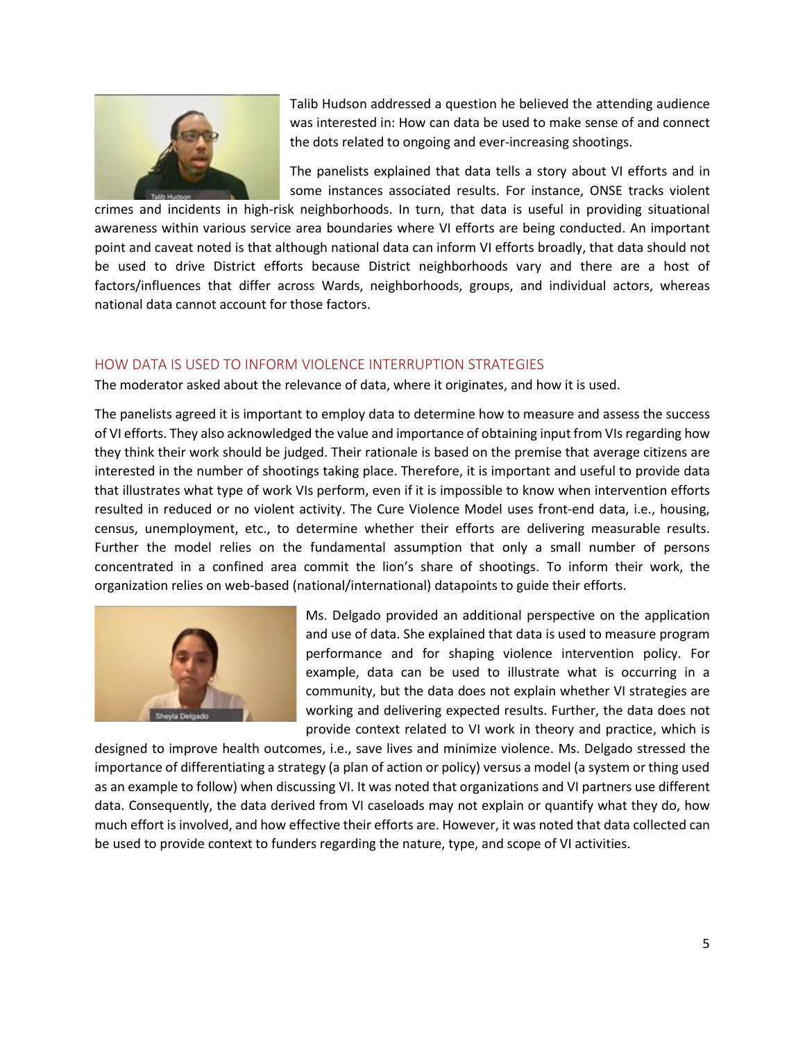Talib Hudson addressed a question he believed the attending audience was interested in: How can data be used to make sense of and connect the dots related to ongoing and ever-increasing shootings.

The panelists explained that data tells a story about VI efforts and in some instances associated results. For instance, ONSE tracks violent crimes and incidents in high-risk neighborhoods. In turn, that data is useful in providing situational awareness within various service area boundaries where VI efforts are being conducted. An important point and caveat noted is that although national data can inform VI efforts broadly, that data should not be used to drive District efforts because District neighborhoods vary and there are a host of factors/influences that differ across Wards, neighborhoods, groups, and individual actors, whereas national data cannot account for those factors.

## HOW DATA IS USED TO INFORM VIOLENCE INTERRUPTION STRATEGIES

The moderator asked about the relevance of data, where it originates, and how it is used.

The panelists agreed it is important to employ data to determine how to measure and assess the success of VI efforts. They also acknowledged the value and importance of obtaining input from VIs regarding how they think their work should be judged. Their rationale is based on the premise that average citizens are interested in the number of shootings taking place. Therefore, it is important and useful to provide data that illustrates what type of work VIs perform, even if it is impossible to know when intervention efforts resulted in reduced or no violent activity. The Cure Violence Model uses front-end data, i.e., housing, census, unemployment, etc., to determine whether their efforts are delivering measurable results. Further the model relies on the fundamental assumption that only a small number of persons concentrated in a confined area commit the lion's share of shootings. To inform their work, the organization relies on web-based (national/international) datapoints to guide their efforts.

Ms. Delgado provided an additional perspective on the application and use of data. She explained that data is used to measure program performance and for shaping violence intervention policy. For example, data can be used to illustrate what is occurring in a community, but the data does not explain whether VI strategies are working and delivering expected results. Further, the data does not provide context related to VI work in theory and practice, which is designed to improve health outcomes, i.e., save lives and minimize violence. Ms. Delgado stressed the importance of differentiating a strategy (a plan of action or policy) versus a model (a system or thing used as an example to follow) when discussing VI. It was noted that organizations and VI partners use different data. Consequently, the data derived from VI caseloads may not explain or quantify what they do, how much effort is involved, and how effective their efforts are. However, it was noted that data collected can be used to provide context to funders regarding the nature, type, and scope of VI activities.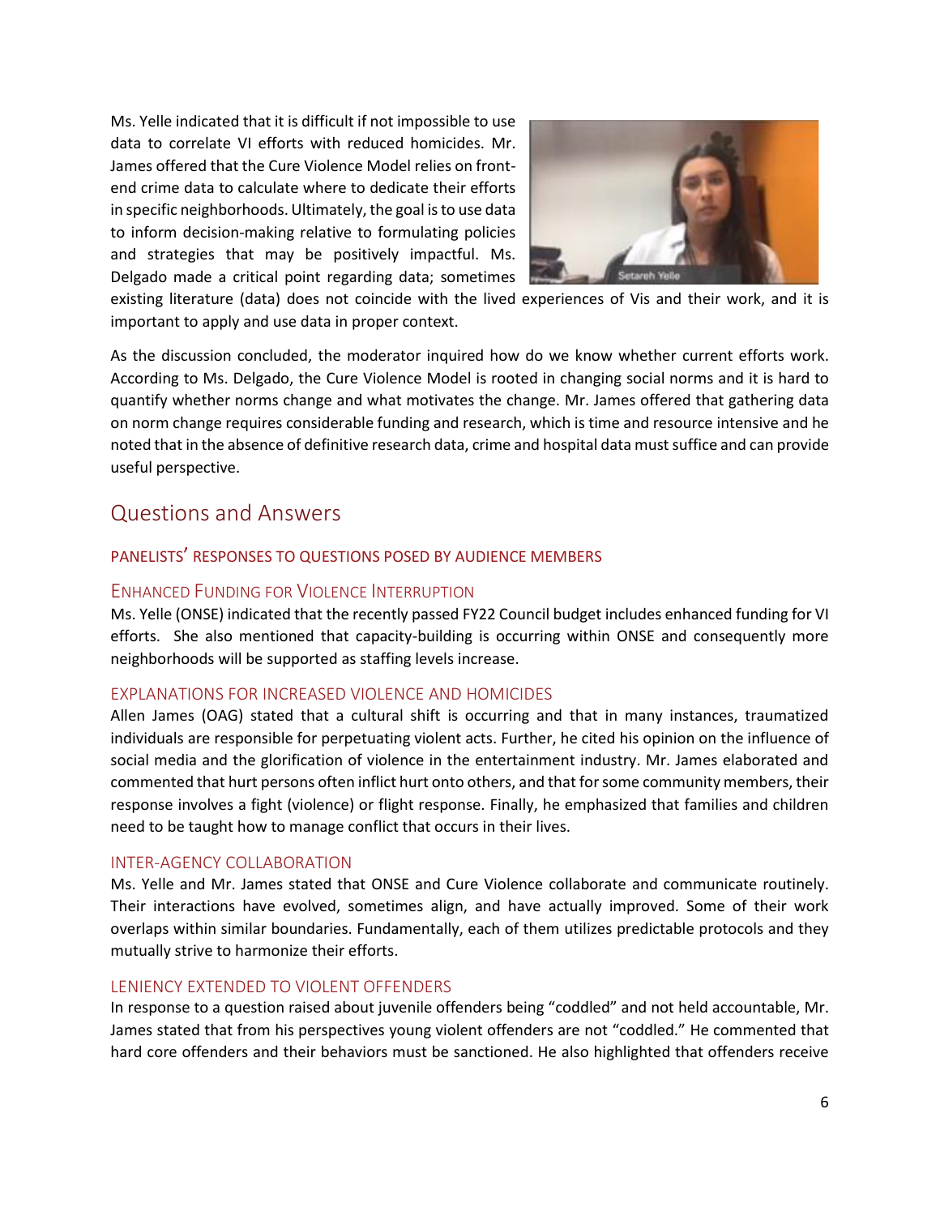Ms. Yelle indicated that it is difficult if not impossible to use data to correlate VI efforts with reduced homicides. Mr. James offered that the Cure Violence Model relies on front-end crime data to calculate where to dedicate their efforts in specific neighborhoods. Ultimately, the goal is to use data to inform decision-making relative to formulating policies and strategies that may be positively impactful. Ms. Delgado made a critical point regarding data; sometimes existing literature (data) does not coincide with the lived experiences of Vis and their work, and it is important to apply and use data in proper context.

As the discussion concluded, the moderator inquired how do we know whether current efforts work. According to Ms. Delgado, the Cure Violence Model is rooted in changing social norms and it is hard to quantify whether norms change and what motivates the change. Mr. James offered that gathering data on norm change requires considerable funding and research, which is time and resource intensive and he noted that in the absence of definitive research data, crime and hospital data must suffice and can provide useful perspective.

## Questions and Answers

### PANELISTS' RESPONSES TO QUESTIONS POSED BY AUDIENCE MEMBERS

#### Enhanced Funding for Violence Interruption

Ms. Yelle (ONSE) indicated that the recently passed FY22 Council budget includes enhanced funding for VI efforts. She also mentioned that capacity-building is occurring within ONSE and consequently more neighborhoods will be supported as staffing levels increase.

#### EXPLANATIONS FOR INCREASED VIOLENCE AND HOMICIDES

Allen James (OAG) stated that a cultural shift is occurring and that in many instances, traumatized individuals are responsible for perpetuating violent acts. Further, he cited his opinion on the influence of social media and the glorification of violence in the entertainment industry. Mr. James elaborated and commented that hurt persons often inflict hurt onto others, and that for some community members, their response involves a fight (violence) or flight response. Finally, he emphasized that families and children need to be taught how to manage conflict that occurs in their lives.

#### INTER-AGENCY COLLABORATION

Ms. Yelle and Mr. James stated that ONSE and Cure Violence collaborate and communicate routinely. Their interactions have evolved, sometimes align, and have actually improved. Some of their work overlaps within similar boundaries. Fundamentally, each of them utilizes predictable protocols and they mutually strive to harmonize their efforts.

#### LENIENCY EXTENDED TO VIOLENT OFFENDERS

In response to a question raised about juvenile offenders being "coddled" and not held accountable, Mr. James stated that from his perspectives young violent offenders are not "coddled." He commented that hard core offenders and their behaviors must be sanctioned. He also highlighted that offenders receive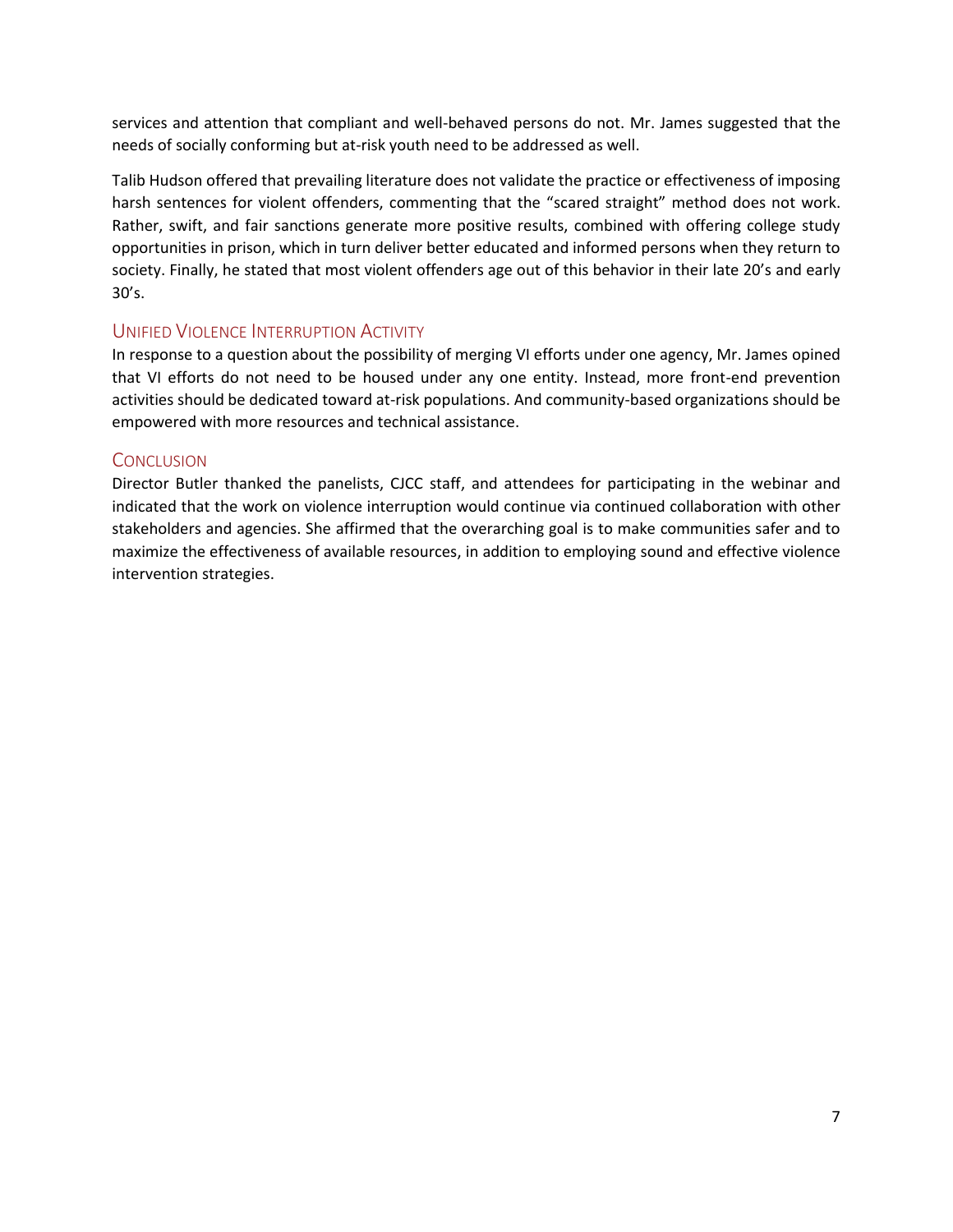services and attention that compliant and well-behaved persons do not. Mr. James suggested that the needs of socially conforming but at-risk youth need to be addressed as well.

Talib Hudson offered that prevailing literature does not validate the practice or effectiveness of imposing harsh sentences for violent offenders, commenting that the "scared straight" method does not work. Rather, swift, and fair sanctions generate more positive results, combined with offering college study opportunities in prison, which in turn deliver better educated and informed persons when they return to society. Finally, he stated that most violent offenders age out of this behavior in their late 20's and early 30's.

## Unified Violence Interruption Activity

In response to a question about the possibility of merging VI efforts under one agency, Mr. James opined that VI efforts do not need to be housed under any one entity. Instead, more front-end prevention activities should be dedicated toward at-risk populations. And community-based organizations should be empowered with more resources and technical assistance.

## Conclusion

Director Butler thanked the panelists, CJCC staff, and attendees for participating in the webinar and indicated that the work on violence interruption would continue via continued collaboration with other stakeholders and agencies. She affirmed that the overarching goal is to make communities safer and to maximize the effectiveness of available resources, in addition to employing sound and effective violence intervention strategies.